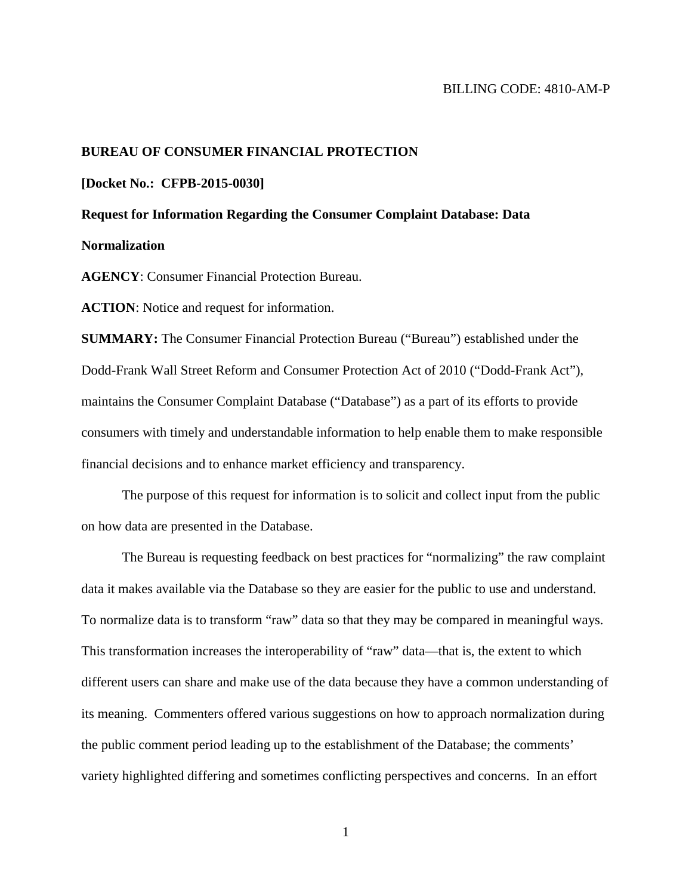BILLING CODE: 4810-AM-P

**BUREAU OF CONSUMER FINANCIAL PROTECTION**

**[Docket No.: CFPB-2015-0030]**

**Request for Information Regarding the Consumer Complaint Database: Data Normalization**

**AGENCY**: Consumer Financial Protection Bureau.

**ACTION**: Notice and request for information.

**SUMMARY:** The Consumer Financial Protection Bureau ("Bureau") established under the Dodd-Frank Wall Street Reform and Consumer Protection Act of 2010 ("Dodd-Frank Act"), maintains the Consumer Complaint Database ("Database") as a part of its efforts to provide consumers with timely and understandable information to help enable them to make responsible financial decisions and to enhance market efficiency and transparency.

The purpose of this request for information is to solicit and collect input from the public on how data are presented in the Database.

The Bureau is requesting feedback on best practices for "normalizing" the raw complaint data it makes available via the Database so they are easier for the public to use and understand. To normalize data is to transform "raw" data so that they may be compared in meaningful ways. This transformation increases the interoperability of "raw" data—that is, the extent to which different users can share and make use of the data because they have a common understanding of its meaning. Commenters offered various suggestions on how to approach normalization during the public comment period leading up to the establishment of the Database; the comments' variety highlighted differing and sometimes conflicting perspectives and concerns. In an effort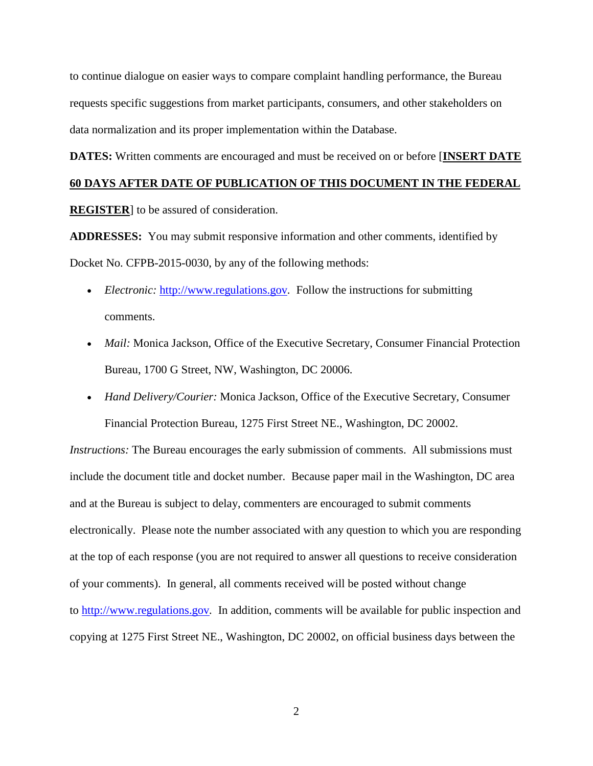to continue dialogue on easier ways to compare complaint handling performance, the Bureau requests specific suggestions from market participants, consumers, and other stakeholders on data normalization and its proper implementation within the Database.

**DATES:** Written comments are encouraged and must be received on or before [**INSERT DATE 60 DAYS AFTER DATE OF PUBLICATION OF THIS DOCUMENT IN THE FEDERAL REGISTER**] to be assured of consideration.

**ADDRESSES:** You may submit responsive information and other comments, identified by Docket No. CFPB-2015-0030, by any of the following methods:

- *Electronic:* http://www.regulations.gov. Follow the instructions for submitting comments.
- *Mail:* Monica Jackson, Office of the Executive Secretary, Consumer Financial Protection Bureau, 1700 G Street, NW, Washington, DC 20006.
- *Hand Delivery/Courier:* Monica Jackson, Office of the Executive Secretary, Consumer Financial Protection Bureau, 1275 First Street NE., Washington, DC 20002.

*Instructions:* The Bureau encourages the early submission of comments. All submissions must include the document title and docket number. Because paper mail in the Washington, DC area and at the Bureau is subject to delay, commenters are encouraged to submit comments electronically. Please note the number associated with any question to which you are responding at the top of each response (you are not required to answer all questions to receive consideration of your comments). In general, all comments received will be posted without change to http://www.regulations.gov. In addition, comments will be available for public inspection and copying at 1275 First Street NE., Washington, DC 20002, on official business days between the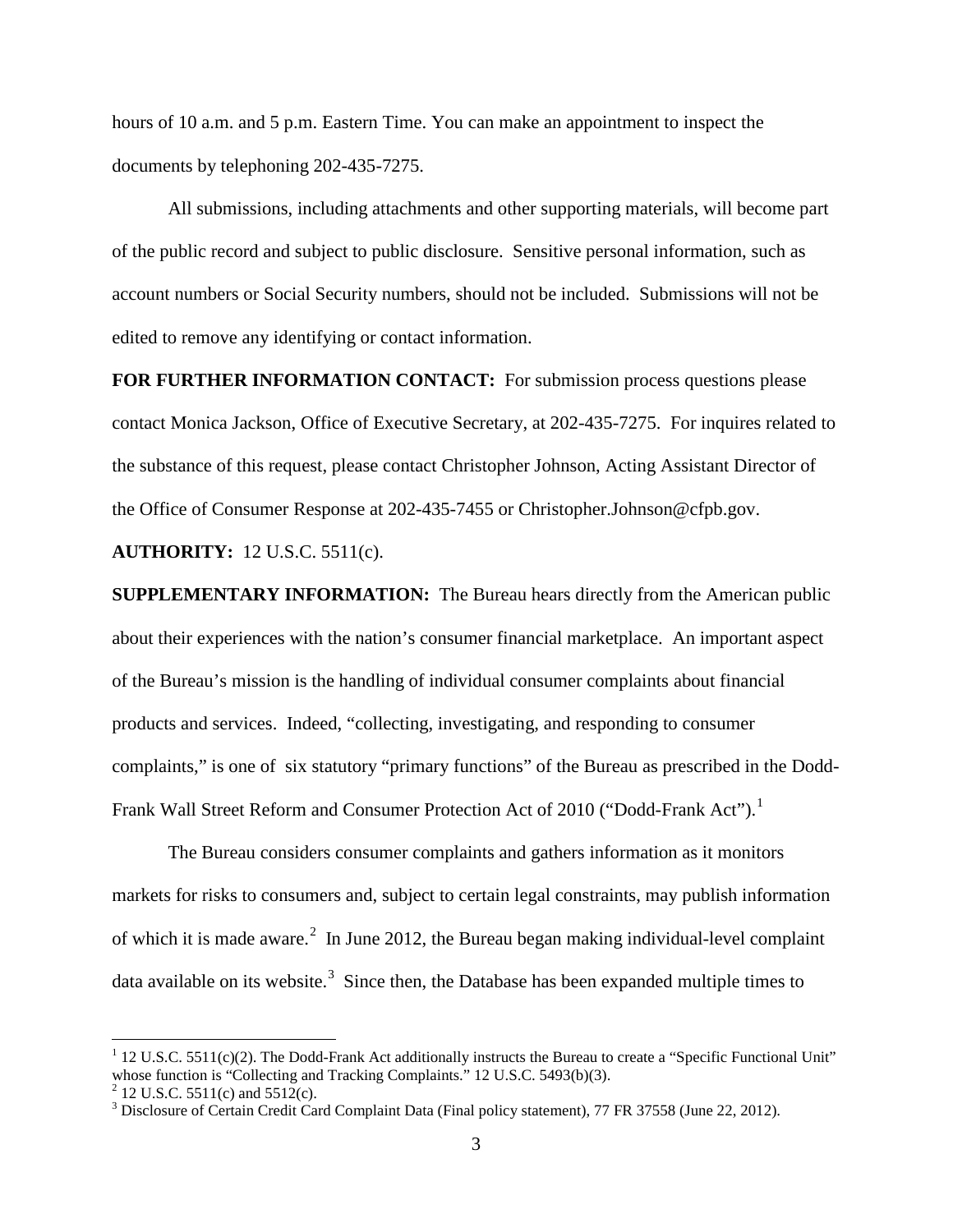hours of 10 a.m. and 5 p.m. Eastern Time. You can make an appointment to inspect the documents by telephoning 202-435-7275.

All submissions, including attachments and other supporting materials, will become part of the public record and subject to public disclosure. Sensitive personal information, such as account numbers or Social Security numbers, should not be included. Submissions will not be edited to remove any identifying or contact information.

**FOR FURTHER INFORMATION CONTACT:** For submission process questions please contact Monica Jackson, Office of Executive Secretary, at 202-435-7275. For inquires related to the substance of this request, please contact Christopher Johnson, Acting Assistant Director of the Office of Consumer Response at 202-435-7455 or Christopher.Johnson@cfpb.gov.

**AUTHORITY:** 12 U.S.C. 5511(c).

**SUPPLEMENTARY INFORMATION:** The Bureau hears directly from the American public about their experiences with the nation's consumer financial marketplace. An important aspect of the Bureau's mission is the handling of individual consumer complaints about financial products and services. Indeed, "collecting, investigating, and responding to consumer complaints," is one of six statutory "primary functions" of the Bureau as prescribed in the Dodd-Frank Wall Street Reform and Consumer Protection Act of 2010 ("Dodd-Frank Act").[1]

The Bureau considers consumer complaints and gathers information as it monitors markets for risks to consumers and, subject to certain legal constraints, may publish information of which it is made aware.[2] In June 2012, the Bureau began making individual-level complaint data available on its website.[3] Since then, the Database has been expanded multiple times to

---

[1] 12 U.S.C. 5511(c)(2). The Dodd-Frank Act additionally instructs the Bureau to create a "Specific Functional Unit" whose function is "Collecting and Tracking Complaints." 12 U.S.C. 5493(b)(3).

[2] 12 U.S.C. 5511(c) and 5512(c).

[3] Disclosure of Certain Credit Card Complaint Data (Final policy statement), 77 FR 37558 (June 22, 2012).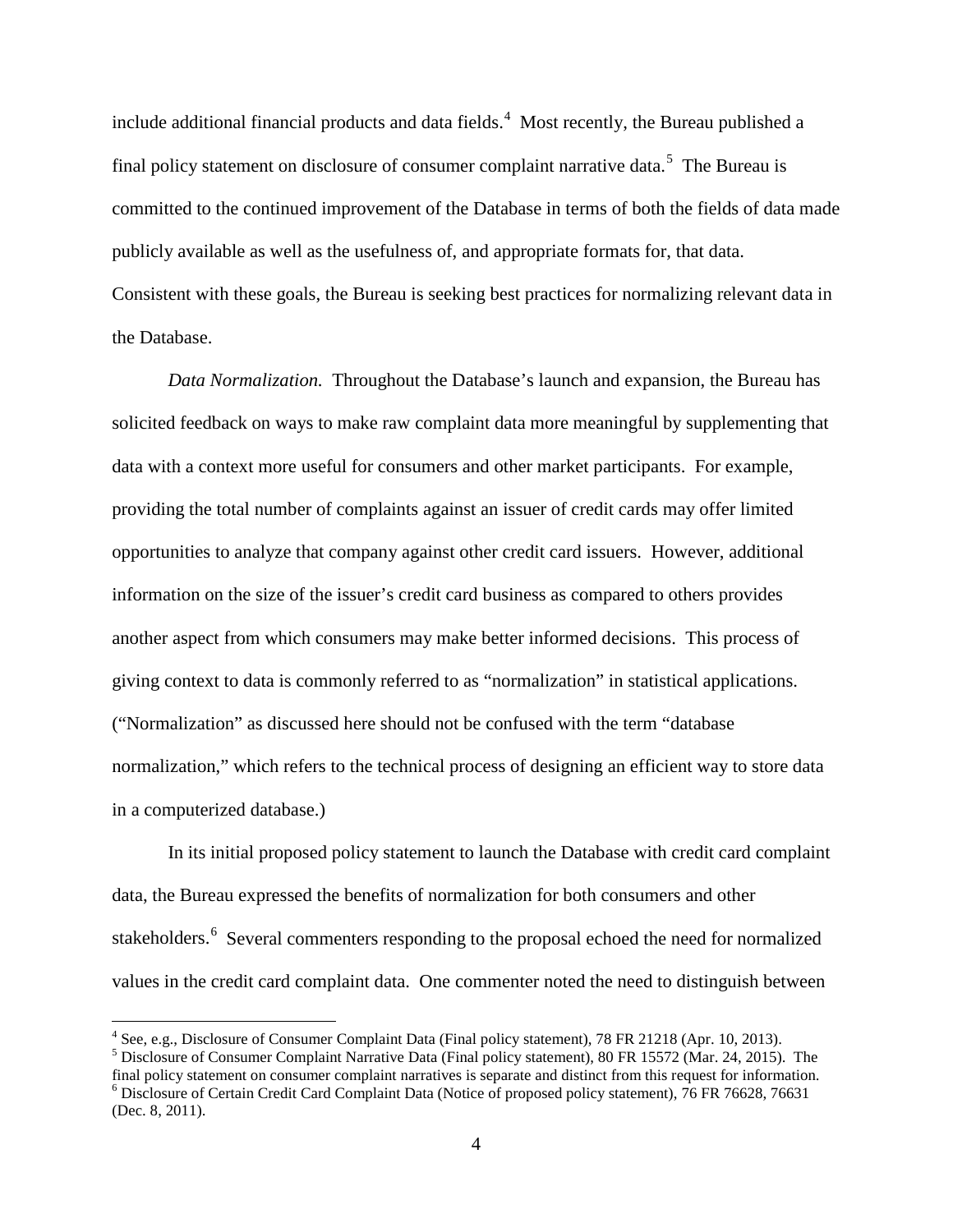include additional financial products and data fields.[4] Most recently, the Bureau published a final policy statement on disclosure of consumer complaint narrative data.[5] The Bureau is committed to the continued improvement of the Database in terms of both the fields of data made publicly available as well as the usefulness of, and appropriate formats for, that data. Consistent with these goals, the Bureau is seeking best practices for normalizing relevant data in the Database.

*Data Normalization.* Throughout the Database's launch and expansion, the Bureau has solicited feedback on ways to make raw complaint data more meaningful by supplementing that data with a context more useful for consumers and other market participants. For example, providing the total number of complaints against an issuer of credit cards may offer limited opportunities to analyze that company against other credit card issuers. However, additional information on the size of the issuer's credit card business as compared to others provides another aspect from which consumers may make better informed decisions. This process of giving context to data is commonly referred to as "normalization" in statistical applications. ("Normalization" as discussed here should not be confused with the term "database normalization," which refers to the technical process of designing an efficient way to store data in a computerized database.)

In its initial proposed policy statement to launch the Database with credit card complaint data, the Bureau expressed the benefits of normalization for both consumers and other stakeholders.[6] Several commenters responding to the proposal echoed the need for normalized values in the credit card complaint data. One commenter noted the need to distinguish between

[4] See, e.g., Disclosure of Consumer Complaint Data (Final policy statement), 78 FR 21218 (Apr. 10, 2013).

[5] Disclosure of Consumer Complaint Narrative Data (Final policy statement), 80 FR 15572 (Mar. 24, 2015). The final policy statement on consumer complaint narratives is separate and distinct from this request for information.

[6] Disclosure of Certain Credit Card Complaint Data (Notice of proposed policy statement), 76 FR 76628, 76631 (Dec. 8, 2011).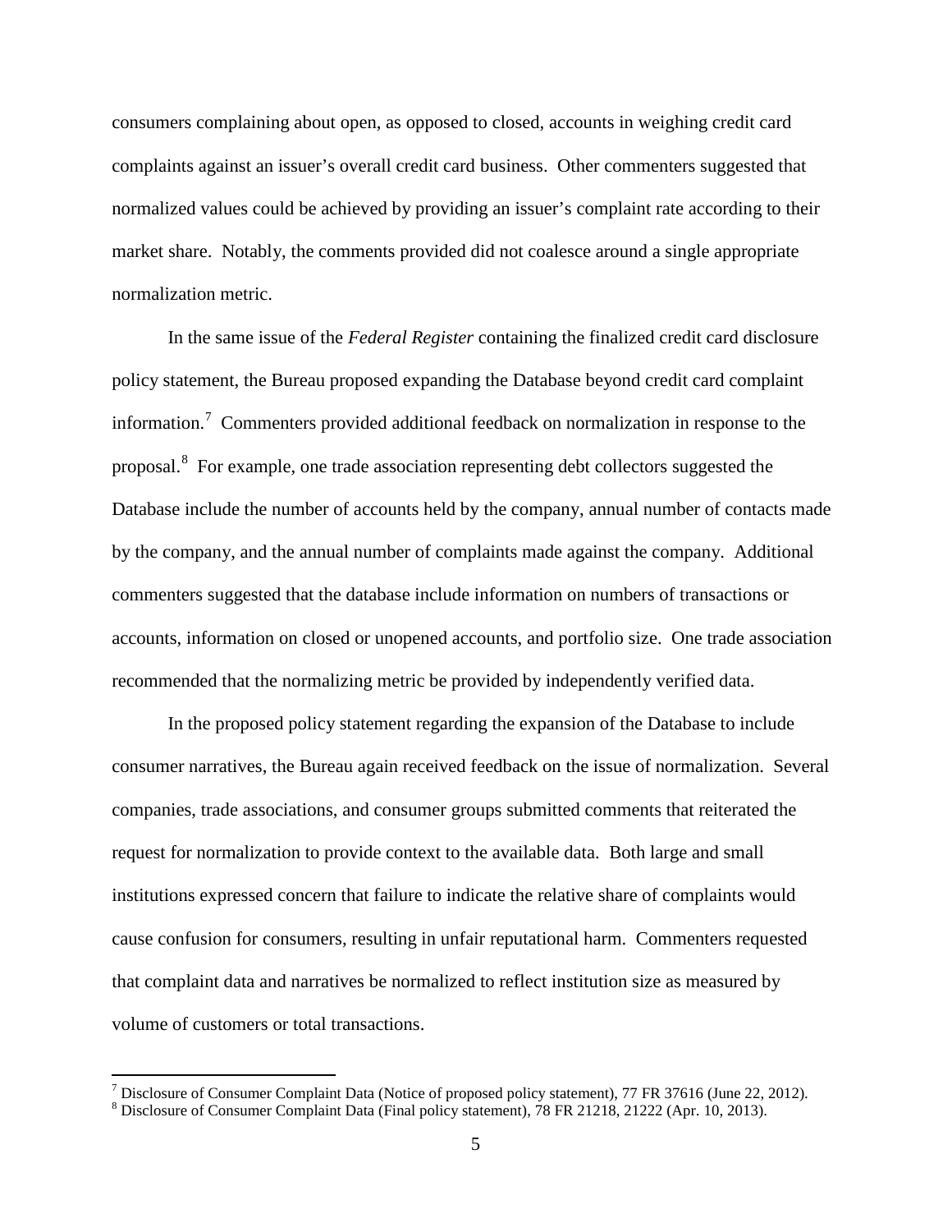consumers complaining about open, as opposed to closed, accounts in weighing credit card complaints against an issuer's overall credit card business. Other commenters suggested that normalized values could be achieved by providing an issuer's complaint rate according to their market share. Notably, the comments provided did not coalesce around a single appropriate normalization metric.

In the same issue of the *Federal Register* containing the finalized credit card disclosure policy statement, the Bureau proposed expanding the Database beyond credit card complaint information.[7] Commenters provided additional feedback on normalization in response to the proposal.[8] For example, one trade association representing debt collectors suggested the Database include the number of accounts held by the company, annual number of contacts made by the company, and the annual number of complaints made against the company. Additional commenters suggested that the database include information on numbers of transactions or accounts, information on closed or unopened accounts, and portfolio size. One trade association recommended that the normalizing metric be provided by independently verified data.

In the proposed policy statement regarding the expansion of the Database to include consumer narratives, the Bureau again received feedback on the issue of normalization. Several companies, trade associations, and consumer groups submitted comments that reiterated the request for normalization to provide context to the available data. Both large and small institutions expressed concern that failure to indicate the relative share of complaints would cause confusion for consumers, resulting in unfair reputational harm. Commenters requested that complaint data and narratives be normalized to reflect institution size as measured by volume of customers or total transactions.

---

[7] Disclosure of Consumer Complaint Data (Notice of proposed policy statement), 77 FR 37616 (June 22, 2012).

[8] Disclosure of Consumer Complaint Data (Final policy statement), 78 FR 21218, 21222 (Apr. 10, 2013).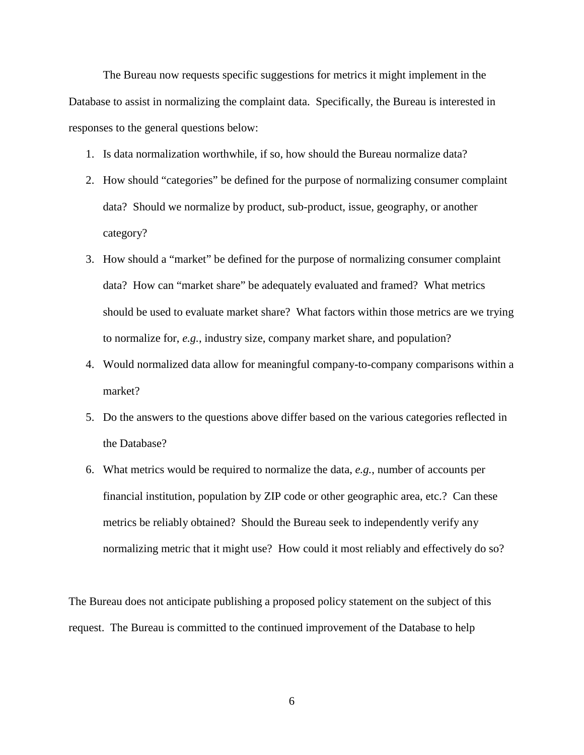The Bureau now requests specific suggestions for metrics it might implement in the Database to assist in normalizing the complaint data. Specifically, the Bureau is interested in responses to the general questions below:

1. Is data normalization worthwhile, if so, how should the Bureau normalize data?
2. How should "categories" be defined for the purpose of normalizing consumer complaint data? Should we normalize by product, sub-product, issue, geography, or another category?
3. How should a "market" be defined for the purpose of normalizing consumer complaint data? How can "market share" be adequately evaluated and framed? What metrics should be used to evaluate market share? What factors within those metrics are we trying to normalize for, *e.g.*, industry size, company market share, and population?
4. Would normalized data allow for meaningful company-to-company comparisons within a market?
5. Do the answers to the questions above differ based on the various categories reflected in the Database?
6. What metrics would be required to normalize the data, *e.g.*, number of accounts per financial institution, population by ZIP code or other geographic area, etc.? Can these metrics be reliably obtained? Should the Bureau seek to independently verify any normalizing metric that it might use? How could it most reliably and effectively do so?

The Bureau does not anticipate publishing a proposed policy statement on the subject of this request. The Bureau is committed to the continued improvement of the Database to help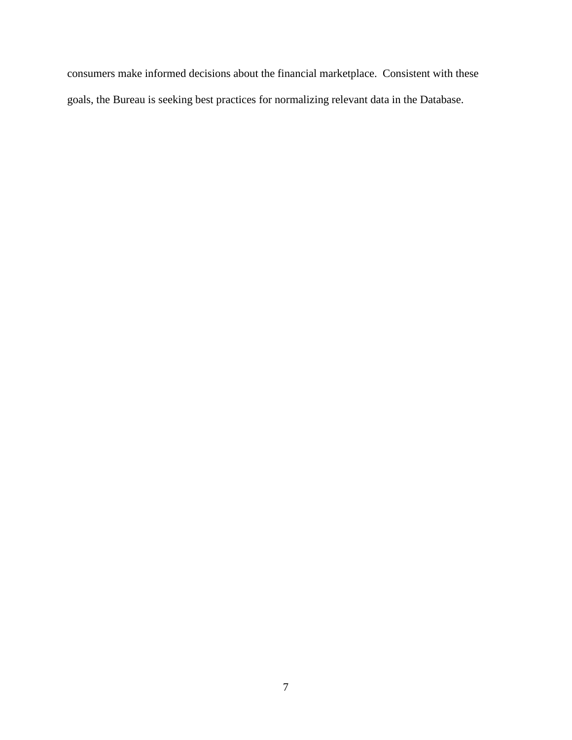consumers make informed decisions about the financial marketplace. Consistent with these goals, the Bureau is seeking best practices for normalizing relevant data in the Database.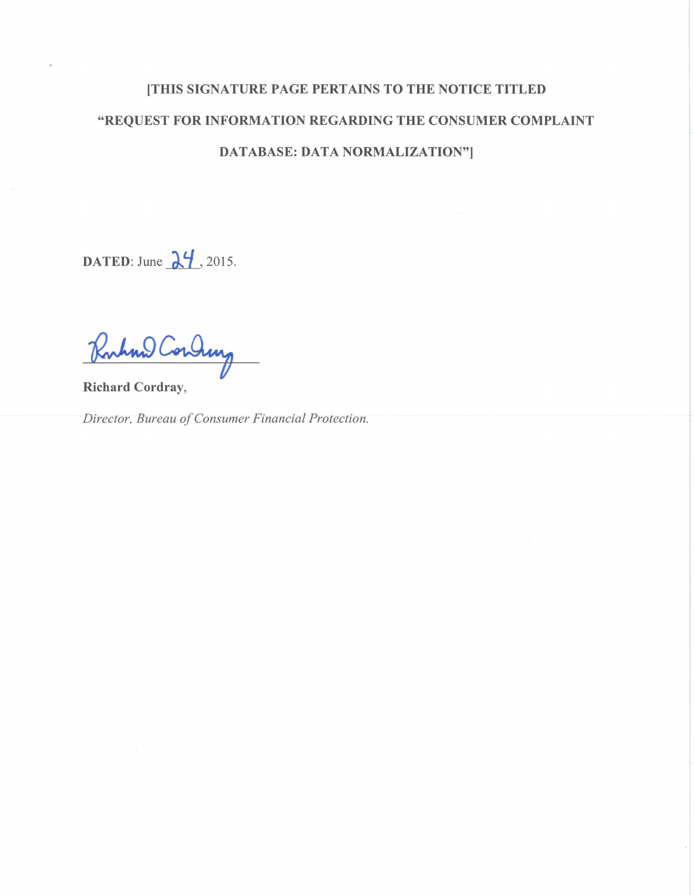**[THIS SIGNATURE PAGE PERTAINS TO THE NOTICE TITLED "REQUEST FOR INFORMATION REGARDING THE CONSUMER COMPLAINT DATABASE: DATA NORMALIZATION"]**

**DATED**: June 24, 2015.

Richard Cordray

**Richard Cordray**,

*Director, Bureau of Consumer Financial Protection.*